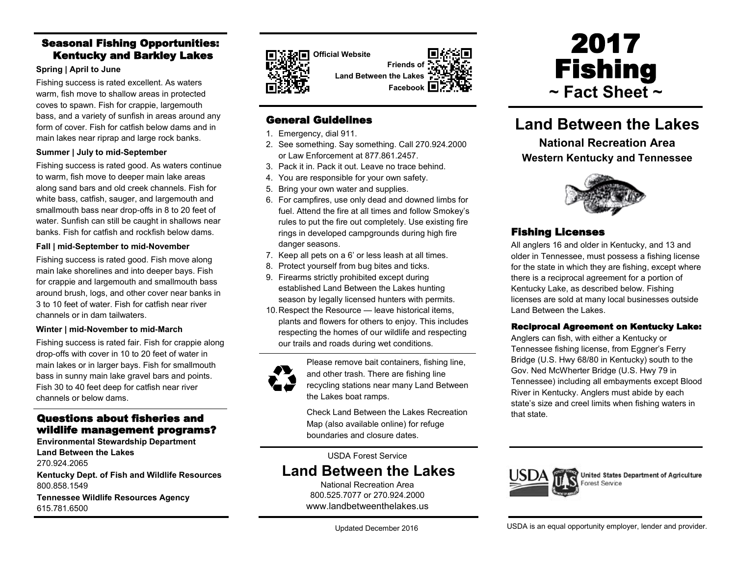# 2017 Fishing

## ~ Fact Sheet ~

# Land Between the Lakes

**National Recreation Area**

**Western Kentucky and Tennessee**

## Fishing Licenses

All anglers 16 and older in Kentucky, and 13 and older in Tennessee, must possess a fishing license for the state in which they are fishing, except where there is a reciprocal agreement for a portion of Kentucky Lake, as described below. Fishing licenses are sold at many local businesses outside Land Between the Lakes.

### Reciprocal Agreement on Kentucky Lake:

Anglers can fish, with either a Kentucky or Tennessee fishing license, from Eggner's Ferry Bridge (U.S. Hwy 68/80 in Kentucky) south to the Gov. Ned McWherter Bridge (U.S. Hwy 79 in Tennessee) including all embayments except Blood River in Kentucky. Anglers must abide by each state's size and creel limits when fishing waters in that state.

## Seasonal Fishing Opportunities: Kentucky and Barkley Lakes

**Spring | April to June**

Fishing success is rated excellent. As waters warm, fish move to shallow areas in protected coves to spawn. Fish for crappie, largemouth bass, and a variety of sunfish in areas around any form of cover. Fish for catfish below dams and in main lakes near riprap and large rock banks.

**Summer | July to mid-September**

Fishing success is rated good. As waters continue to warm, fish move to deeper main lake areas along sand bars and old creek channels. Fish for white bass, catfish, sauger, and largemouth and smallmouth bass near drop-offs in 8 to 20 feet of water. Sunfish can still be caught in shallows near banks. Fish for catfish and rockfish below dams.

**Fall | mid-September to mid-November**

Fishing success is rated good. Fish move along main lake shorelines and into deeper bays. Fish for crappie and largemouth and smallmouth bass around brush, logs, and other cover near banks in 3 to 10 feet of water. Fish for catfish near river channels or in dam tailwaters.

**Winter | mid-November to mid-March**

Fishing success is rated fair. Fish for crappie along drop-offs with cover in 10 to 20 feet of water in main lakes or in larger bays. Fish for smallmouth bass in sunny main lake gravel bars and points. Fish 30 to 40 feet deep for catfish near river channels or below dams.

## Questions about fisheries and wildlife management programs?

**Environmental Stewardship Department**
**Land Between the Lakes**
270.924.2065

**Kentucky Dept. of Fish and Wildlife Resources**
800.858.1549

**Tennessee Wildlife Resources Agency**
615.781.6500

**Official Website**

**Friends of Land Between the Lakes Facebook**

## General Guidelines

1. Emergency, dial 911.
2. See something. Say something. Call 270.924.2000 or Law Enforcement at 877.861.2457.
3. Pack it in. Pack it out. Leave no trace behind.
4. You are responsible for your own safety.
5. Bring your own water and supplies.
6. For campfires, use only dead and downed limbs for fuel. Attend the fire at all times and follow Smokey's rules to put the fire out completely. Use existing fire rings in developed campgrounds during high fire danger seasons.
7. Keep all pets on a 6' or less leash at all times.
8. Protect yourself from bug bites and ticks.
9. Firearms strictly prohibited except during established Land Between the Lakes hunting season by legally licensed hunters with permits.
10. Respect the Resource — leave historical items, plants and flowers for others to enjoy. This includes respecting the homes of our wildlife and respecting our trails and roads during wet conditions.

Please remove bait containers, fishing line, and other trash. There are fishing line recycling stations near many Land Between the Lakes boat ramps.

Check Land Between the Lakes Recreation Map (also available online) for refuge boundaries and closure dates.

USDA Forest Service

## Land Between the Lakes

National Recreation Area
800.525.7077 or 270.924.2000
www.landbetweenthelakes.us

Updated December 2016

United States Department of Agriculture Forest Service

USDA is an equal opportunity employer, lender and provider.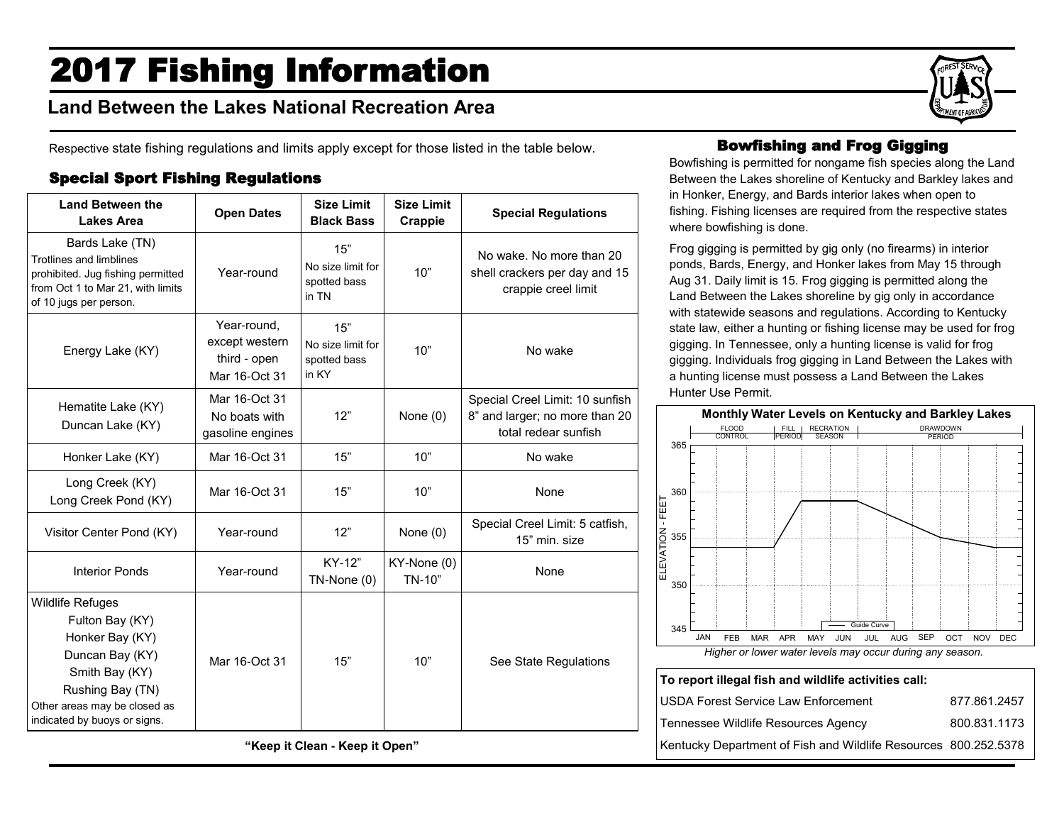# 2017 Fishing Information

## Land Between the Lakes National Recreation Area

Respective state fishing regulations and limits apply except for those listed in the table below.

### Special Sport Fishing Regulations

| Land Between the Lakes Area | Open Dates | Size Limit Black Bass | Size Limit Crappie | Special Regulations |
|---|---|---|---|---|
| Bards Lake (TN) Trotlines and limblines prohibited. Jug fishing permitted from Oct 1 to Mar 21, with limits of 10 jugs per person. | Year-round | 15" No size limit for spotted bass in TN | 10" | No wake. No more than 20 shell crackers per day and 15 crappie creel limit |
| Energy Lake (KY) | Year-round, except western third - open Mar 16-Oct 31 | 15" No size limit for spotted bass in KY | 10" | No wake |
| Hematite Lake (KY) Duncan Lake (KY) | Mar 16-Oct 31 No boats with gasoline engines | 12" | None (0) | Special Creel Limit: 10 sunfish 8" and larger; no more than 20 total redear sunfish |
| Honker Lake (KY) | Mar 16-Oct 31 | 15" | 10" | No wake |
| Long Creek (KY) Long Creek Pond (KY) | Mar 16-Oct 31 | 15" | 10" | None |
| Visitor Center Pond (KY) | Year-round | 12" | None (0) | Special Creel Limit: 5 catfish, 15" min. size |
| Interior Ponds | Year-round | KY-12" TN-None (0) | KY-None (0) TN-10" | None |
| Wildlife Refuges Fulton Bay (KY) Honker Bay (KY) Duncan Bay (KY) Smith Bay (KY) Rushing Bay (TN) Other areas may be closed as indicated by buoys or signs. | Mar 16-Oct 31 | 15" | 10" | See State Regulations |

**"Keep it Clean - Keep it Open"**

### Bowfishing and Frog Gigging

Bowfishing is permitted for nongame fish species along the Land Between the Lakes shoreline of Kentucky and Barkley lakes and in Honker, Energy, and Bards interior lakes when open to fishing. Fishing licenses are required from the respective states where bowfishing is done.

Frog gigging is permitted by gig only (no firearms) in interior ponds, Bards, Energy, and Honker lakes from May 15 through Aug 31. Daily limit is 15. Frog gigging is permitted along the Land Between the Lakes shoreline by gig only in accordance with statewide seasons and regulations. According to Kentucky state law, either a hunting or fishing license may be used for frog gigging. In Tennessee, only a hunting license is valid for frog gigging. Individuals frog gigging in Land Between the Lakes with a hunting license must possess a Land Between the Lakes Hunter Use Permit.

**Monthly Water Levels on Kentucky and Barkley Lakes**

FLOOD CONTROL | FILL PERIOD | RECREATION SEASON | DRAWDOWN PERIOD

ELEVATION - FEET

365
360
355
350
345

JAN FEB MAR APR MAY JUN JUL AUG SEP OCT NOV DEC

Guide Curve

*Higher or lower water levels may occur during any season.*

| To report illegal fish and wildlife activities call: | |
|---|---|
| USDA Forest Service Law Enforcement | 877.861.2457 |
| Tennessee Wildlife Resources Agency | 800.831.1173 |
| Kentucky Department of Fish and Wildlife Resources | 800.252.5378 |